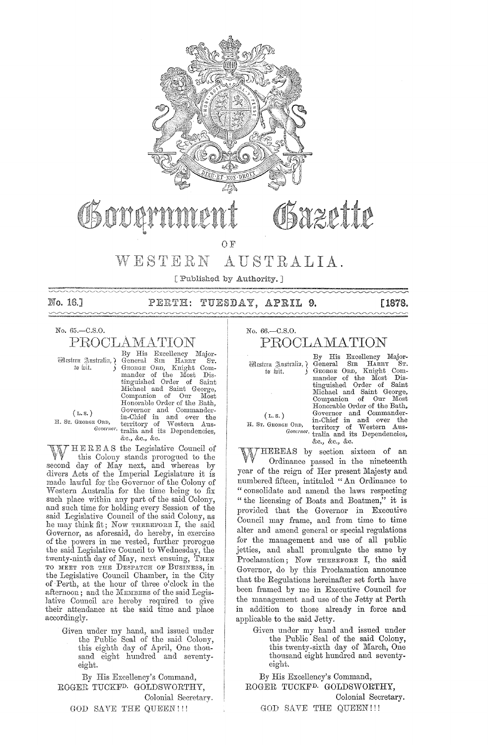# Government Gazette

OF

# WESTERN AUSTRALIA.

[ Published by Authority. ]

No. 16.] PERTH: TUESDAY, APRIL 9. [1878.

No. 65.—C.S.O.

## PROCLAMATION

Western Australia, to wit.

By His Excellency Major-General SIR HARRY ST. GEORGE ORD, Knight Commander of the Most Distinguished Order of Saint Michael and Saint George, Companion of Our Most Honorable Order of the Bath, Governor and Commander-in-Chief in and over the territory of Western Australia and its Dependencies, &c., &c., &c.

(L.S.)
H. ST. GEORGE ORD,
*Governor.*

WHEREAS the Legislative Council of this Colony stands prorogued to the second day of May next, and whereas by divers Acts of the Imperial Legislature it is made lawful for the Governor of the Colony of Western Australia for the time being to fix such place within any part of the said Colony, and such time for holding every Session of the said Legislative Council of the said Colony, as he may think fit; Now THEREFORE I, the said Governor, as aforesaid, do hereby, in exercise of the powers in me vested, further prorogue the said Legislative Council to Wednesday, the twenty-ninth day of May, next ensuing, THEN TO MEET FOR THE DESPATCH OF BUSINESS, in the Legislative Council Chamber, in the City of Perth, at the hour of three o'clock in the afternoon; and the MEMBERS of the said Legislative Council are hereby required to give their attendance at the said time and place accordingly.

Given under my hand, and issued under the Public Seal of the said Colony, this eighth day of April, One thousand eight hundred and seventy-eight.

By His Excellency's Command,
ROGER TUCKFD. GOLDSWORTHY,
Colonial Secretary.

GOD SAVE THE QUEEN!!!

No. 66.—C.S.O.

## PROCLAMATION

Western Australia, to wit.

By His Excellency Major-General SIR HARRY ST. GEORGE ORD, Knight Commander of the Most Distinguished Order of Saint Michael and Saint George, Companion of Our Most Honorable Order of the Bath, Governor and Commander-in-Chief in and over the territory of Western Australia and its Dependencies, &c., &c., &c.

(L.S.)
H. ST. GEORGE ORD,
*Governor.*

WHEREAS by section sixteen of an Ordinance passed in the nineteenth year of the reign of Her present Majesty and numbered fifteen, intituled "An Ordinance to "consolidate and amend the laws respecting "the licensing of Boats and Boatmen," it is provided that the Governor in Executive Council may frame, and from time to time alter and amend general or special regulations for the management and use of all public jetties, and shall promulgate the same by Proclamation; Now THEREFORE I, the said Governor, do by this Proclamation announce that the Regulations hereinafter set forth have been framed by me in Executive Council for the management and use of the Jetty at Perth in addition to those already in force and applicable to the said Jetty.

Given under my hand and issued under the Public Seal of the said Colony, this twenty-sixth day of March, One thousand eight hundred and seventy-eight.

By His Excellency's Command,
ROGER TUCKFD. GOLDSWORTHY,
Colonial Secretary.

GOD SAVE THE QUEEN!!!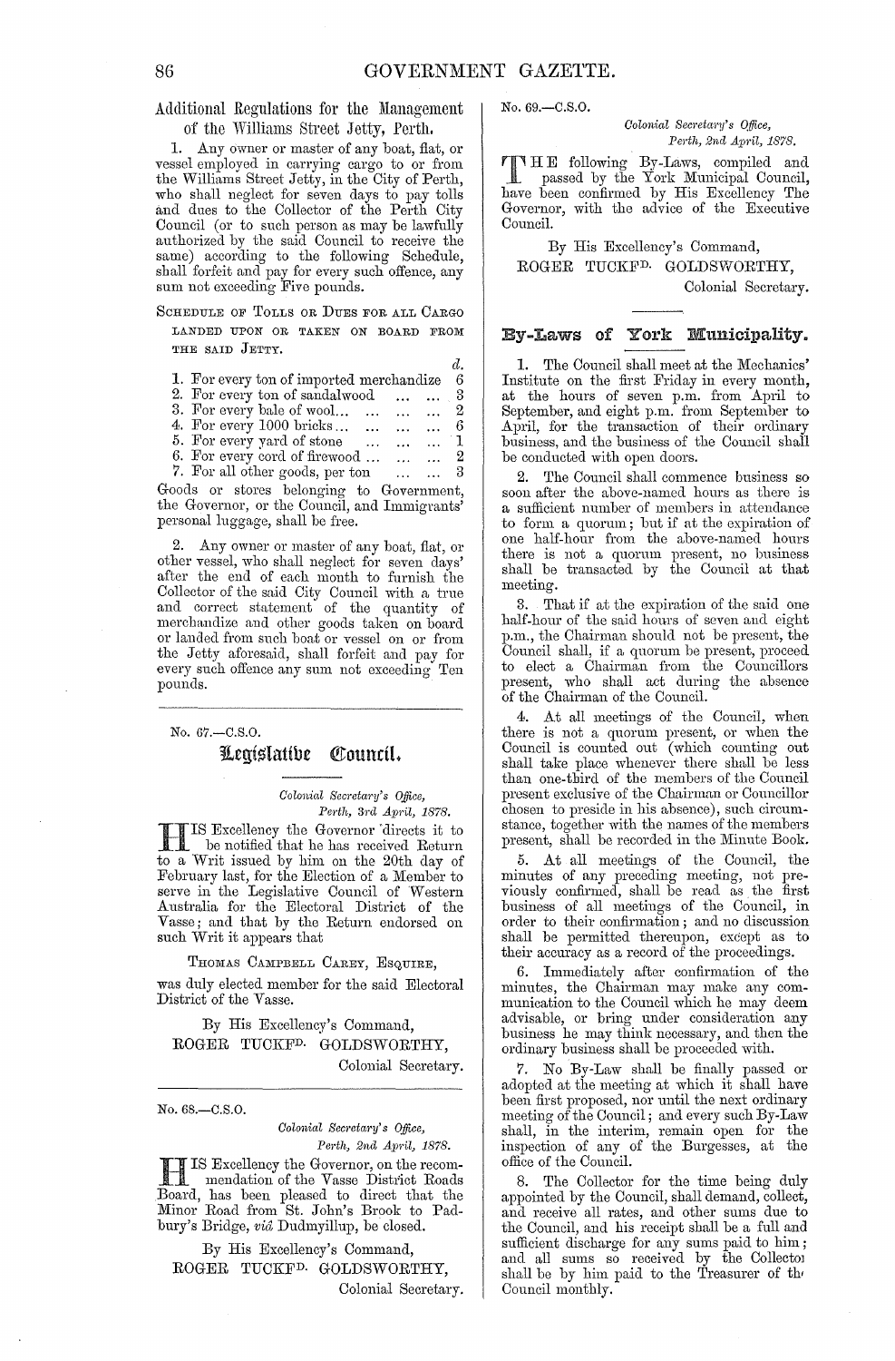## Additional Regulations for the Management of the Williams Street Jetty, Perth.

1. Any owner or master of any boat, flat, or vessel employed in carrying cargo to or from the Williams Street Jetty, in the City of Perth, who shall neglect for seven days to pay tolls and dues to the Collector of the Perth City Council (or to such person as may be lawfully authorized by the said Council to receive the same) according to the following Schedule, shall forfeit and pay for every such offence, any sum not exceeding Five pounds.

SCHEDULE OF TOLLS OR DUES FOR ALL CARGO LANDED UPON OR TAKEN ON BOARD FROM THE SAID JETTY.

| | d. |
|---|---|
| 1. For every ton of imported merchandize | 6 |
| 2. For every ton of sandalwood ... ... | 3 |
| 3. For every bale of wool... ... ... ... | 2 |
| 4. For every 1000 bricks... ... ... ... | 6 |
| 5. For every yard of stone ... ... ... | 1 |
| 6. For every cord of firewood ... ... ... | 2 |
| 7. For all other goods, per ton ... ... | 3 |

Goods or stores belonging to Government, the Governor, or the Council, and Immigrants' personal luggage, shall be free.

2. Any owner or master of any boat, flat, or other vessel, who shall neglect for seven days' after the end of each month to furnish the Collector of the said City Council with a true and correct statement of the quantity of merchandize and other goods taken on board or landed from such boat or vessel on or from the Jetty aforesaid, shall forfeit and pay for every such offence any sum not exceeding Ten pounds.

---

No. 67.—C.S.O.

## Legislative Council.

*Colonial Secretary's Office,*
*Perth, 3rd April, 1878.*

HIS Excellency the Governor directs it to be notified that he has received Return to a Writ issued by him on the 20th day of February last, for the Election of a Member to serve in the Legislative Council of Western Australia for the Electoral District of the Vasse; and that by the Return endorsed on such Writ it appears that

THOMAS CAMPBELL CAREY, ESQUIRE,

was duly elected member for the said Electoral District of the Vasse.

By His Excellency's Command,
ROGER TUCKFD. GOLDSWORTHY,
Colonial Secretary.

---

No. 68.—C.S.O.

*Colonial Secretary's Office,*
*Perth, 2nd April, 1878.*

HIS Excellency the Governor, on the recommendation of the Vasse District Roads Board, has been pleased to direct that the Minor Road from St. John's Brook to Padbury's Bridge, *viâ* Dudmyillup, be closed.

By His Excellency's Command,
ROGER TUCKFD. GOLDSWORTHY,
Colonial Secretary.

---

No. 69.—C.S.O.

*Colonial Secretary's Office,*
*Perth, 2nd April, 1878.*

THE following By-Laws, compiled and passed by the York Municipal Council, have been confirmed by His Excellency The Governor, with the advice of the Executive Council.

By His Excellency's Command,
ROGER TUCKFD. GOLDSWORTHY,
Colonial Secretary.

---

## By-Laws of York Municipality.

1. The Council shall meet at the Mechanics' Institute on the first Friday in every month, at the hours of seven p.m. from April to September, and eight p.m. from September to April, for the transaction of their ordinary business, and the business of the Council shall be conducted with open doors.

2. The Council shall commence business so soon after the above-named hours as there is a sufficient number of members in attendance to form a quorum; but if at the expiration of one half-hour from the above-named hours there is not a quorum present, no business shall be transacted by the Council at that meeting.

3. That if at the expiration of the said one half-hour of the said hours of seven and eight p.m., the Chairman should not be present, the Council shall, if a quorum be present, proceed to elect a Chairman from the Councillors present, who shall act during the absence of the Chairman of the Council.

4. At all meetings of the Council, when there is not a quorum present, or when the Council is counted out (which counting out shall take place whenever there shall be less than one-third of the members of the Council present exclusive of the Chairman or Councillor chosen to preside in his absence), such circumstance, together with the names of the members present, shall be recorded in the Minute Book.

5. At all meetings of the Council, the minutes of any preceding meeting, not previously confirmed, shall be read as the first business of all meetings of the Council, in order to their confirmation; and no discussion shall be permitted thereupon, except as to their accuracy as a record of the proceedings.

6. Immediately after confirmation of the minutes, the Chairman may make any communication to the Council which he may deem advisable, or bring under consideration any business he may think necessary, and then the ordinary business shall be proceeded with.

7. No By-Law shall be finally passed or adopted at the meeting at which it shall have been first proposed, nor until the next ordinary meeting of the Council; and every such By-Law shall, in the interim, remain open for the inspection of any of the Burgesses, at the office of the Council.

8. The Collector for the time being duly appointed by the Council, shall demand, collect, and receive all rates, and other sums due to the Council, and his receipt shall be a full and sufficient discharge for any sums paid to him; and all sums so received by the Collector shall be by him paid to the Treasurer of the Council monthly.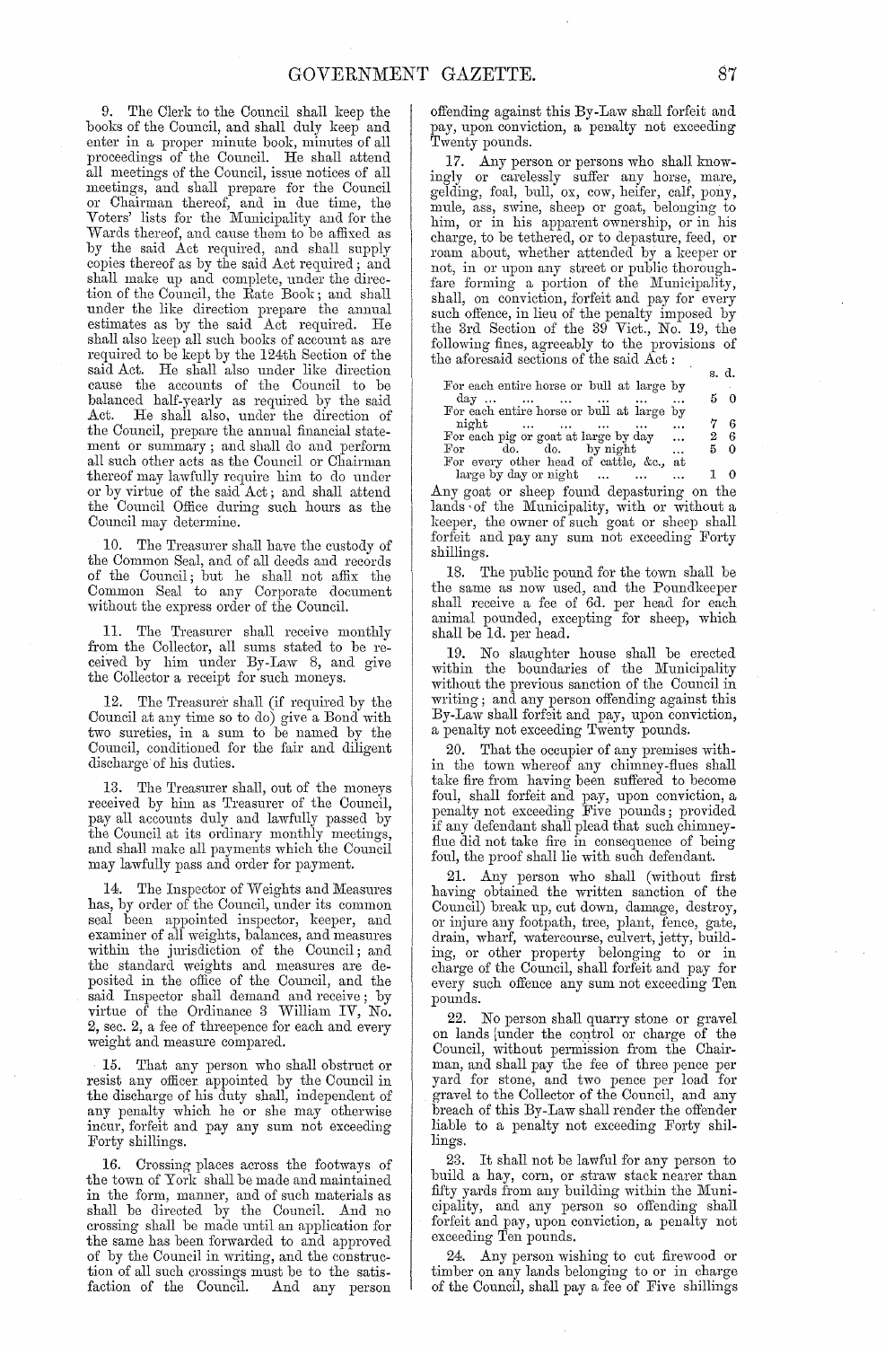9. The Clerk to the Council shall keep the books of the Council, and shall duly keep and enter in a proper minute book, minutes of all proceedings of the Council. He shall attend all meetings of the Council, issue notices of all meetings, and shall prepare for the Council or Chairman thereof, and in due time, the Voters' lists for the Municipality and for the Wards thereof, and cause them to be affixed as by the said Act required, and shall supply copies thereof as by the said Act required; and shall make up and complete, under the direction of the Council, the Rate Book; and shall under the like direction prepare the annual estimates as by the said Act required. He shall also keep all such books of account as are required to be kept by the 124th Section of the said Act. He shall also under like direction cause the accounts of the Council to be balanced half-yearly as required by the said Act. He shall also, under the direction of the Council, prepare the annual financial statement or summary; and shall do and perform all such other acts as the Council or Chairman thereof may lawfully require him to do under or by virtue of the said Act; and shall attend the Council Office during such hours as the Council may determine.

10. The Treasurer shall have the custody of the Common Seal, and of all deeds and records of the Council; but he shall not affix the Common Seal to any Corporate document without the express order of the Council.

11. The Treasurer shall receive monthly from the Collector, all sums stated to be received by him under By-Law 8, and give the Collector a receipt for such moneys.

12. The Treasurer shall (if required by the Council at any time so to do) give a Bond with two sureties, in a sum to be named by the Council, conditioned for the fair and diligent discharge of his duties.

13. The Treasurer shall, out of the moneys received by him as Treasurer of the Council, pay all accounts duly and lawfully passed by the Council at its ordinary monthly meetings, and shall make all payments which the Council may lawfully pass and order for payment.

14. The Inspector of Weights and Measures has, by order of the Council, under its common seal been appointed inspector, keeper, and examiner of all weights, balances, and measures within the jurisdiction of the Council; and the standard weights and measures are deposited in the office of the Council, and the said Inspector shall demand and receive; by virtue of the Ordinance 3 William IV, No. 2, sec. 2, a fee of threepence for each and every weight and measure compared.

15. That any person who shall obstruct or resist any officer appointed by the Council in the discharge of his duty shall, independent of any penalty which he or she may otherwise incur, forfeit and pay any sum not exceeding Forty shillings.

16. Crossing places across the footways of the town of York shall be made and maintained in the form, manner, and of such materials as shall be directed by the Council. And no crossing shall be made until an application for the same has been forwarded to and approved of by the Council in writing, and the construction of all such crossings must be to the satisfaction of the Council. And any person offending against this By-Law shall forfeit and pay, upon conviction, a penalty not exceeding Twenty pounds.

17. Any person or persons who shall knowingly or carelessly suffer any horse, mare, gelding, foal, bull, ox, cow, heifer, calf, pony, mule, ass, swine, sheep or goat, belonging to him, or in his apparent ownership, or in his charge, to be tethered, or to depasture, feed, or roam about, whether attended by a keeper or not, in or upon any street or public thoroughfare forming a portion of the Municipality, shall, on conviction, forfeit and pay for every such offence, in lieu of the penalty imposed by the 3rd Section of the 39 Vict., No. 19, the following fines, agreeably to the provisions of the aforesaid sections of the said Act:

| | s. | d. |
|---|---|---|
| For each entire horse or bull at large by day ... | 5 | 0 |
| For each entire horse or bull at large by night ... | 7 | 6 |
| For each pig or goat at large by day ... | 2 | 6 |
| For do. do. by night ... | 5 | 0 |
| For every other head of cattle, &c., at large by day or night ... | 1 | 0 |

Any goat or sheep found depasturing on the lands of the Municipality, with or without a keeper, the owner of such goat or sheep shall forfeit and pay any sum not exceeding Forty shillings.

18. The public pound for the town shall be the same as now used, and the Poundkeeper shall receive a fee of 6d. per head for each animal pounded, excepting for sheep, which shall be 1d. per head.

19. No slaughter house shall be erected within the boundaries of the Municipality without the previous sanction of the Council in writing; and any person offending against this By-Law shall forfeit and pay, upon conviction, a penalty not exceeding Twenty pounds.

20. That the occupier of any premises within the town whereof any chimney-flues shall take fire from having been suffered to become foul, shall forfeit and pay, upon conviction, a penalty not exceeding Five pounds; provided if any defendant shall plead that such chimney-flue did not take fire in consequence of being foul, the proof shall lie with such defendant.

21. Any person who shall (without first having obtained the written sanction of the Council) break up, cut down, damage, destroy, or injure any footpath, tree, plant, fence, gate, drain, wharf, watercourse, culvert, jetty, building, or other property belonging to or in charge of the Council, shall forfeit and pay for every such offence any sum not exceeding Ten pounds.

22. No person shall quarry stone or gravel on lands under the control or charge of the Council, without permission from the Chairman, and shall pay the fee of three pence per yard for stone, and two pence per load for gravel to the Collector of the Council, and any breach of this By-Law shall render the offender liable to a penalty not exceeding Forty shillings.

23. It shall not be lawful for any person to build a hay, corn, or straw stack nearer than fifty yards from any building within the Municipality, and any person so offending shall forfeit and pay, upon conviction, a penalty not exceeding Ten pounds.

24. Any person wishing to cut firewood or timber on any lands belonging to or in charge of the Council, shall pay a fee of Five shillings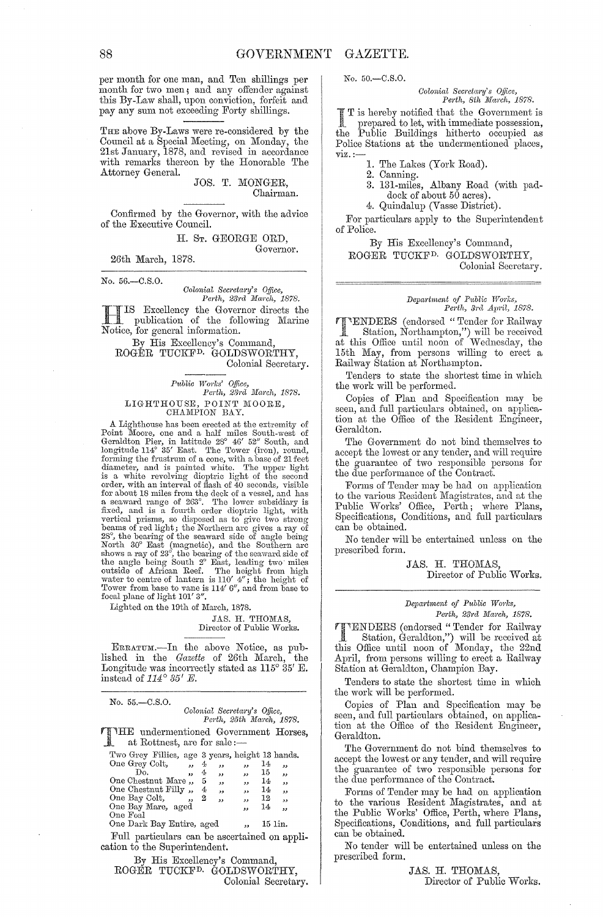per month for one man, and Ten shillings per month for two men; and any offender against this By-Law shall, upon conviction, forfeit and pay any sum not exceeding Forty shillings.

THE above By-Laws were re-considered by the Council at a Special Meeting, on Monday, the 21st January, 1878, and revised in accordance with remarks thereon by the Honorable The Attorney General.

JOS. T. MONGER,
Chairman.

Confirmed by the Governor, with the advice of the Executive Council.

H. ST. GEORGE ORD,
Governor.

26th March, 1878.

---

No. 56.—C.S.O.

*Colonial Secretary's Office,*
*Perth, 23rd March, 1878.*

HIS Excellency the Governor directs the publication of the following Marine Notice, for general information.

By His Excellency's Command,
ROGER TUCKFD. GOLDSWORTHY,
Colonial Secretary.

*Public Works' Office,*
*Perth, 23rd March, 1878.*

### LIGHTHOUSE, POINT MOORE, CHAMPION BAY.

A Lighthouse has been erected at the extremity of Point Moore, one and a half miles South-west of Geraldton Pier, in latitude 28° 46′ 52″ South, and longitude 114° 35′ East. The Tower (iron), round, forming the frustrum of a cone, with a base of 21 feet diameter, and is painted white. The upper light is a white revolving dioptric light of the second order, with an interval of flash of 40 seconds, visible for about 18 miles from the deck of a vessel, and has a seaward range of 263°. The lower subsidiary is fixed, and is a fourth order dioptric light, with vertical prisms, so disposed as to give two strong beams of red light; the Northern arc gives a ray of 28°, the bearing of the seaward side of angle being North 30° East (magnetic), and the Southern arc shows a ray of 23°, the bearing of the seaward side of the angle being South 2° East, leading two miles outside of African Reef. The height from high water to centre of lantern is 110′ 4″; the height of Tower from base to vane is 114′ 6″, and from base to focal plane of light 101′ 3″.

Lighted on the 19th of March, 1878.

JAS. H. THOMAS,
Director of Public Works.

ERRATUM.—In the above Notice, as published in the *Gazette* of 26th March, the Longitude was incorrectly stated as 115° 35′ E. instead of *114° 35′ E.*

---

No. 55.—C.S.O.

*Colonial Secretary's Office,*
*Perth, 25th March, 1878.*

THE undermentioned Government Horses, at Rottnest, are for sale:—

| | Age | Height |
|---|---|---|
| Two Grey Fillies, | age 3 years, | height 13 hands. |
| One Grey Colt, | „ 4 „ | „ 14 „ |
| Do. | „ 4 „ | „ 15 „ |
| One Chestnut Mare | „ 5 „ | „ 14 „ |
| One Chestnut Filly | „ 4 „ | „ 14 „ |
| One Bay Colt, | „ 2 „ | „ 12 „ |
| One Bay Mare, | aged | „ 14 „ |
| One Foal | | |
| One Dark Bay Entire, | aged | „ 15 1in. |

Full particulars can be ascertained on application to the Superintendent.

By His Excellency's Command,
ROGER TUCKFD. GOLDSWORTHY,
Colonial Secretary.

---

No. 50.—C.S.O.

*Colonial Secretary's Office,*
*Perth, 8th March, 1878.*

IT is hereby notified that the Government is prepared to let, with immediate possession, the Public Buildings hitherto occupied as Police Stations at the undermentioned places, viz.:—

1. The Lakes (York Road).
2. Canning.
3. 131-miles, Albany Road (with paddock of about 50 acres).
4. Quindalup (Vasse District).

For particulars apply to the Superintendent of Police.

By His Excellency's Command,
ROGER TUCKFD. GOLDSWORTHY,
Colonial Secretary.

---

*Department of Public Works,*
*Perth, 3rd April, 1878.*

TENDERS (endorsed "Tender for Railway Station, Northampton,") will be received at this Office until noon of Wednesday, the 15th May, from persons willing to erect a Railway Station at Northampton.

Tenders to state the shortest time in which the work will be performed.

Copies of Plan and Specification may be seen, and full particulars obtained, on application at the Office of the Resident Engineer, Geraldton.

The Government do not bind themselves to accept the lowest or any tender, and will require the guarantee of two responsible persons for the due performance of the Contract.

Forms of Tender may be had on application to the various Resident Magistrates, and at the Public Works' Office, Perth; where Plans, Specifications, Conditions, and full particulars can be obtained.

No tender will be entertained unless on the prescribed form.

JAS. H. THOMAS,
Director of Public Works.

---

*Department of Public Works,*
*Perth, 23rd March, 1878.*

TENDERS (endorsed "Tender for Railway Station, Geraldton,") will be received at this Office until noon of Monday, the 22nd April, from persons willing to erect a Railway Station at Geraldton, Champion Bay.

Tenders to state the shortest time in which the work will be performed.

Copies of Plan and Specification may be seen, and full particulars obtained, on application at the Office of the Resident Engineer, Geraldton.

The Government do not bind themselves to accept the lowest or any tender, and will require the guarantee of two responsible persons for the due performance of the Contract.

Forms of Tender may be had on application to the various Resident Magistrates, and at the Public Works' Office, Perth, where Plans, Specifications, Conditions, and full particulars can be obtained.

No tender will be entertained unless on the prescribed form.

JAS. H. THOMAS,
Director of Public Works.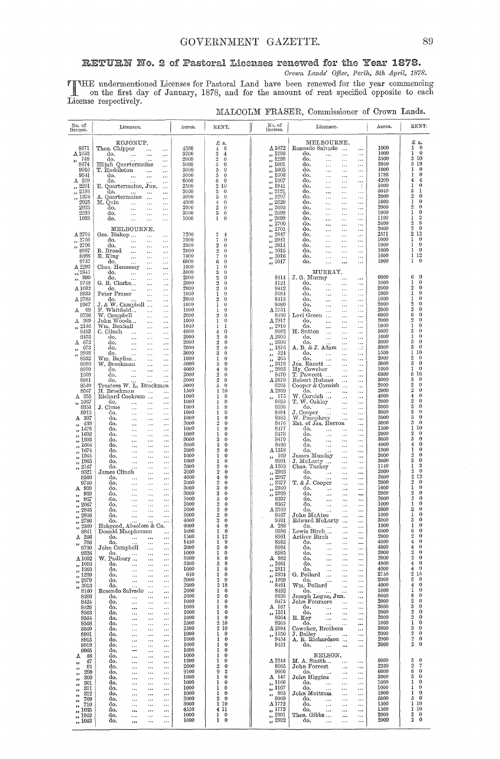# RETURN No. 2 of Pastoral Licenses renewed for the Year 1878.

*Crown Lands' Office, Perth, 5th April, 1878.*

THE undermentioned Licenses for Pastoral Land have been renewed for the year commencing on the first day of January, 1878, and for the amount of rent specified opposite to each License respectively.

MALCOLM FRASER, Commissioner of Crown Lands.

| No. of license. | Licensee. | Acres. | Rent. £ s. |
|---|---|---|---|
| | **KOJONUP.** | | |
| 8671 | Thos. Chipper | 4300 | 4 6 |
| A 1053 | do. | 3200 | 3 4 |
| „ 749 | do. | 2000 | 2 0 |
| 8674 | Elijah Quartermaine | 5000 | 5 0 |
| 9016 | T. Haddleton | 5000 | 5 0 |
| 9541 | do. | 5000 | 5 0 |
| A 269 | do. | 6000 | 6 0 |
| „ 2201 | E. Quartermaine, Jun. | 2500 | 2 10 |
| „ 2193 | do. | 3000 | 3 0 |
| „ 1378 | A. Quartermaine | 5000 | 5 0 |
| 2025 | M. Quin | 4000 | 4 0 |
| 2083 | do. | 2000 | 2 0 |
| 2219 | do. | 3000 | 3 0 |
| 1918 | do. | 1000 | 1 0 |
| | **MELBOURNE.** | | |
| A 2704 | Geo. Bishop | 7200 | 7 4 |
| „ 2705 | do. | 7000 | 7 0 |
| „ 2706 | do. | 2000 | 2 0 |
| 8397 | R. Broad | 2000 | 2 0 |
| 8388 | E. King | 7000 | 7 0 |
| 9737 | do. | 6000 | 6 0 |
| A 2292 | Chas. Hennessy | 1000 | 1 0 |
| „ 2341 | do. | 3000 | 3 0 |
| „ 990 | do. | 2000 | 2 0 |
| 9748 | G. B. Clarke | 2000 | 2 0 |
| A 1032 | do. | 2000 | 2 0 |
| 8835 | Peter Fraser | 1000 | 1 0 |
| A 2785 | do. | 2000 | 2 0 |
| 8967 | J. & W. Campbell | 1000 | 1 0 |
| A 89 | F. Whitfield | 1000 | 1 0 |
| 9736 | W. Campbell | 2000 | 2 0 |
| A 309 | John Woods | 1000 | 1 0 |
| „ 2146 | Wm. Boxhall | 1040 | 1 1 |
| 8452 | C. Clinch | 4000 | 4 0 |
| 8453 | do. | 2000 | 2 0 |
| A 672 | do. | 2000 | 2 0 |
| „ 673 | do. | 2000 | 2 0 |
| „ 2848 | do. | 3000 | 3 0 |
| 8532 | Wm. Bayliss | 1000 | 1 0 |
| 8390 | W. Brockman | 5000 | 5 0 |
| 8389 | do. | 4000 | 4 0 |
| 1609 | do. | 2000 | 2 0 |
| 8891 | do. | 2000 | 2 0 |
| 8549 | Trustees W. L. Brockman | 5000 | 5 0 |
| 8567 | H. Brockman | 1500 | 1 10 |
| A 355 | Richard Cockram | 1000 | 1 0 |
| „ 1037 | do. | 1000 | 1 0 |
| 8351 | J. Clune | 1000 | 1 0 |
| 8913 | do. | 1000 | 1 0 |
| A 307 | do. | 1000 | 1 0 |
| „ 438 | do. | 2000 | 2 0 |
| „ 1478 | do. | 1000 | 1 0 |
| „ 1602 | do. | 1000 | 1 0 |
| „ 1603 | do. | 3000 | 3 0 |
| „ 1604 | do. | 3000 | 3 0 |
| „ 1674 | do. | 2000 | 2 0 |
| „ 1964 | do. | 1000 | 1 0 |
| „ 1965 | do. | 1000 | 1 0 |
| „ 2147 | do. | 2000 | 2 0 |
| 9321 | James Clinch | 2000 | 2 0 |
| 8566 | do. | 4000 | 4 0 |
| 9740 | do. | 2000 | 2 0 |
| A 938 | do. | 3000 | 3 0 |
| „ 939 | do. | 3000 | 3 0 |
| „ 967 | do. | 5000 | 5 0 |
| „ 2067 | do. | 2000 | 2 0 |
| „ 2845 | do. | 2000 | 2 0 |
| „ 2846 | do. | 2000 | 2 0 |
| „ 2786 | do. | 4000 | 2 0 |
| „ 2340 | Habgood, Absolom & Co. | 4000 | 4 0 |
| 8841 | Donald Macpherson | 1000 | 1 0 |
| A 266 | do. | 1560 | 1 12 |
| „ 706 | do. | 1450 | 1 9 |
| 9730 | John Campbell | 2000 | 2 0 |
| 9326 | do. | 1000 | 1 0 |
| A 1092 | W. Padbury | 8000 | 8 0 |
| „ 1093 | do. | 3360 | 3 8 |
| „ 1363 | do. | 1000 | 1 0 |
| „ 1239 | do. | 640 | 1 0 |
| „ 2979 | do. | 2000 | 2 0 |
| „ 3013 | do. | 2900 | 2 18 |
| 8160 | Rosendo Salvado | 2000 | 1 0 |
| 8203 | do. | 2000 | 2 0 |
| 8424 | do. | 1000 | 1 0 |
| 8426 | do. | 1000 | 1 0 |
| 8563 | do. | 1000 | 1 0 |
| 8564 | do. | 1000 | 1 0 |
| 8568 | do. | 2500 | 2 10 |
| 8569 | do. | 2500 | 2 10 |
| 8901 | do. | 1000 | 1 0 |
| 8915 | do. | 1000 | 1 0 |
| 8919 | do. | 1000 | 1 0 |
| 9965 | do. | 1608 | 1 0 |
| A 46 | do. | 1000 | 1 0 |
| „ 47 | do. | 1200 | 1 0 |
| „ 81 | do. | 2000 | 2 0 |
| „ 299 | do. | 9100 | 9 2 |
| „ 300 | do. | 1000 | 1 0 |
| „ 301 | do. | 1000 | 1 0 |
| „ 311 | do. | 1000 | 1 0 |
| „ 312 | do. | 1000 | 1 0 |
| „ 709 | do. | 2000 | 2 0 |
| „ 710 | do. | 3000 | 1 10 |
| „ 1035 | do. | 4550 | 4 11 |
| „ 1042 | do. | 1000 | 1 0 |
| „ 1043 | do. | 1000 | 1 0 |
| | **MELBOURNE.** | | |
| A 1072 | Rosendo Salvado | 1000 | 1 0 |
| „ 1296 | do. | 1000 | 1 0 |
| „ 1298 | do. | 3500 | 3 10 |
| „ 1601 | do. | 3950 | 3 19 |
| „ 1605 | do. | 1000 | 1 0 |
| „ 1606 | do. | 1788 | 1 0 |
| „ 1607 | do. | 4200 | 4 4 |
| „ 1941 | do. | 1000 | 1 0 |
| „ 2121 | do. | 5040 | 5 1 |
| „ 2207 | do. | 2000 | 2 0 |
| „ 2620 | do. | 1000 | 1 0 |
| „ 2696 | do. | 2000 | 2 0 |
| „ 2698 | do. | 1000 | 1 0 |
| „ 2699 | do. | 1100 | 1 2 |
| „ 2700 | do. | 2400 | 2 8 |
| „ 2701 | do. | 2000 | 2 0 |
| „ 2847 | do. | 2571 | 2 12 |
| „ 2941 | do. | 1000 | 1 0 |
| „ 3014 | do. | 1000 | 1 0 |
| „ 3015 | do. | 1000 | 1 0 |
| „ 3016 | do. | 1600 | 1 12 |
| „ 3017 | do. | 1000 | 1 0 |
| | **MURRAY.** | | |
| 8414 | J. G. Murray | 6000 | 6 0 |
| 1121 | do. | 1000 | 1 0 |
| 8412 | do. | 2000 | 2 0 |
| 9684 | do. | 1000 | 1 0 |
| 8413 | do. | 1000 | 1 0 |
| 9080 | do. | 2000 | 2 0 |
| A 2731 | do. | 2000 | 2 0 |
| 8486 | Levi Green | 6000 | 6 0 |
| A 2917 | do. | 2000 | 2 0 |
| „ 2916 | do. | 1000 | 1 0 |
| 9682 | H. Sutton | 5000 | 5 0 |
| A 2605 | do. | 1000 | 1 0 |
| „ 2606 | do. | 3000 | 3 0 |
| „ 1876 | A. R. & J. Adam | 3000 | 3 0 |
| „ 524 | do. | 1500 | 1 10 |
| „ 265 | do. | 2000 | 2 0 |
| „ 2378 | Jos. Eacott | 3000 | 3 0 |
| „ 2993 | Hy. Cowcher | 1000 | 1 0 |
| 8470 | T. Fawcett | 6800 | 6 16 |
| A 2679 | Robert Holmes | 3000 | 3 0 |
| 8395 | Cooper & Cornish | 2000 | 2 0 |
| A 2039 | do. | 2000 | 2 0 |
| „ 175 | W. Cornish | 4000 | 4 0 |
| 9685 | T. W. Oakley | 2000 | 2 0 |
| 8396 | do. | 3000 | 3 0 |
| 8484 | J. Cooper | 3000 | 3 0 |
| 8485 | W. Pumphrey | 3000 | 3 0 |
| 8476 | Est. of Jas. Herron | 3000 | 3 0 |
| 8477 | do. | 1500 | 1 10 |
| 8478 | do. | 2000 | 2 0 |
| 8479 | do. | 3000 | 3 0 |
| 8480 | do. | 4000 | 4 0 |
| A 1518 | do. | 1000 | 1 0 |
| „ 169 | James Munday | 2000 | 2 0 |
| 8591 | J. McLarty | 3000 | 3 0 |
| A 1203 | Chas. Tuckey | 1140 | 1 3 |
| „ 2986 | do. | 2000 | 2 0 |
| „ 2987 | do. | 2600 | 2 12 |
| „ 2377 | T. & J. Cooper | 2000 | 2 0 |
| „ 2940 | do. | 1000 | 1 0 |
| „ 2938 | do. | 2000 | 2 0 |
| 8397 | do. | 2000 | 2 0 |
| 8367 | do. | 1000 | 1 0 |
| A 2103 | do. | 2000 | 2 0 |
| 8487 | John McAtee | 1000 | 1 0 |
| 9631 | Edward McLarty | 3000 | 3 0 |
| A 288 | do. | 1000 | 1 0 |
| 8586 | Lewis Birch | 6000 | 6 0 |
| 8581 | Arthur Birch | 2000 | 2 0 |
| 8583 | do. | 4000 | 4 0 |
| 8584 | do. | 4000 | 4 0 |
| 8585 | do. | 2000 | 2 0 |
| A 982 | do. | 2000 | 2 0 |
| „ 2681 | do. | 4000 | 4 0 |
| „ 2811 | do. | 4000 | 4 0 |
| „ 2834 | G. Pollard | 2750 | 2 15 |
| „ 1989 | do. | 2000 | 2 0 |
| 8481 | Wm. Pollard | 4000 | 4 0 |
| 8182 | do. | 1000 | 1 0 |
| 8636 | Joseph Logue, Jun. | 8000 | 8 0 |
| 8475 | John Fouracre | 2000 | 2 0 |
| A 167 | do. | 3000 | 3 0 |
| „ 1551 | do. | 2000 | 2 0 |
| 8364 | E. Key | 2000 | 2 0 |
| 8365 | do. | 1000 | 1 0 |
| A 2994 | Cowcher, Brothers | 3000 | 3 0 |
| „ 1550 | J. Bailey | 2000 | 2 0 |
| 9454 | A. R. Richardson | 2000 | 2 0 |
| 9451 | do. | 2000 | 2 0 |
| | **NELSON.** | | |
| A 2245 | M. A. Smith | 5000 | 5 0 |
| 9065 | John Forrest | 2330 | 2 7 |
| 9066 | do. | 6000 | 6 0 |
| A 147 | John Higgins | 3000 | 3 0 |
| „ 1166 | do. | 1000 | 1 0 |
| „ 1167 | do. | 1000 | 1 0 |
| „ 905 | John Mottram | 1000 | 1 0 |
| 9069 | do. | 5000 | 5 0 |
| A 1772 | do. | 1500 | 1 10 |
| „ 1773 | do. | 1500 | 1 10 |
| „ 2991 | Thos. Gibbs | 2000 | 2 0 |
| „ 2992 | do. | 2000 | 2 0 |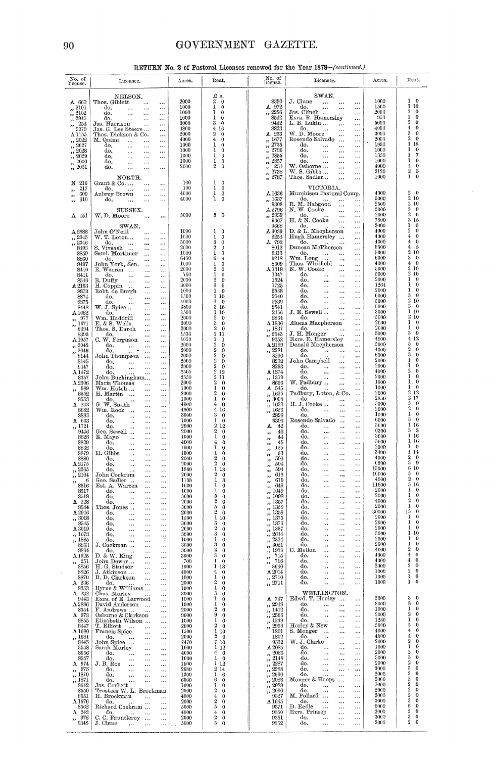**RETURN No. 2 of Pastoral Licenses renewed for the Year 1878—(continued.)**

| No. of license. | Licensee. | Acres. | Rent. |
|---|---|---|---|
| | **NELSON.** | | £ s. |
| A 660 | Thos. Giblett | 2000 | 2 0 |
| „ 2101 | do. | 1000 | 1 0 |
| „ 2102 | do. | 1000 | 1 0 |
| „ 2947 | do. | 1000 | 1 0 |
| „ 254 | Jas. Harrison | 3000 | 3 0 |
| 9079 | Jas. G. Lee Steere | 4800 | 4 16 |
| A 1155 | Thos. Dickson & Co. | 2000 | 2 0 |
| „ 2022 | M. Quinn | 4000 | 4 0 |
| „ 2027 | do. | 1000 | 1 0 |
| „ 2028 | do. | 1000 | 1 0 |
| „ 2029 | do. | 1000 | 1 0 |
| „ 2030 | do. | 1000 | 1 0 |
| „ 2031 | do. | 2000 | 2 0 |
| | **NORTH.** | | |
| N 216 | Grant & Co. | 100 | 1 0 |
| „ 217 | do. | 100 | 1 0 |
| „ 609 | Aubrey Brown | 4000 | 1 0 |
| „ 610 | do. | 4000 | 1 0 |
| | **SUSSEX.** | | |
| A 151 | W. D. Moore | 5000 | 5 0 |
| | **SWAN.** | | |
| A 2888 | John O'Neill | 1000 | 1 0 |
| „ 2345 | W. T. Loton | 1000 | 1 0 |
| „ 2346 | do. | 3000 | 3 0 |
| 8493 | S. Viveash | 2000 | 2 0 |
| 8859 | Saml. Mortimer | 1000 | 1 0 |
| 8860 | do. | 6450 | 6 9 |
| 8497 | John York, Sen. | 1000 | 1 0 |
| 8410 | E. Warren | 2000 | 2 0 |
| 8411 | do. | 760 | 1 0 |
| 8546 | B. Duffy | 2000 | 2 0 |
| A 2153 | H. Coppin | 3000 | 3 0 |
| 8873 | Robt. de Burgh | 1000 | 1 0 |
| 8874 | do. | 1500 | 1 10 |
| 8875 | do. | 1000 | 1 0 |
| 8448 | W. J. Spice | 3800 | 3 16 |
| A 1682 | do. | 1500 | 1 10 |
| „ 977 | Wm. Haddrill | 2000 | 2 0 |
| „ 1671 | E. & S. Wells | 3000 | 3 0 |
| 8394 | Thos. S. Darch | 2000 | 2 0 |
| 8393 | do. | 1536 | 1 11 |
| A 1957 | C. W. Ferguson | 1050 | 1 1 |
| „ 2045 | do. | 2000 | 2 0 |
| „ 2046 | do. | 2000 | 2 0 |
| 8144 | John Thompson | 2000 | 2 0 |
| 8145 | do. | 2000 | 2 0 |
| 9447 | do. | 2000 | 2 0 |
| A 1472 | do. | 2565 | 2 12 |
| 8357 | John Buckingham | 2550 | 2 11 |
| A 2306 | Maria Thomas | 2000 | 2 0 |
| „ 989 | Wm. Hatch | 1000 | 1 0 |
| 8552 | H. Martin | 2000 | 2 0 |
| 8553 | do. | 1000 | 1 0 |
| A 243 | G. W. Smith | 4000 | 4 0 |
| 8882 | Wm. Rock | 4800 | 4 16 |
| 8883 | do. | 3000 | 3 0 |
| A 663 | do. | 1000 | 1 0 |
| „ 1721 | do. | 2600 | 2 12 |
| 9446 | Geo. Sewell | 2000 | 2 0 |
| 8828 | R. Mayo | 1000 | 1 0 |
| 8829 | do. | 4000 | 4 0 |
| 8832 | do. | 1000 | 1 0 |
| 8879 | H. Gibbs | 1000 | 1 0 |
| 8880 | do. | 2000 | 2 0 |
| A 2175 | do. | 2000 | 2 0 |
| „ 2265 | do. | 1880 | 1 18 |
| „ 2104 | John Cockram | 2000 | 2 0 |
| „ 6 | Geo. Sadler | 1138 | 1 3 |
| 8516 | Est. A. Warren | 1000 | 1 0 |
| 8517 | do. | 1000 | 1 0 |
| 8518 | do. | 5000 | 5 0 |
| A 228 | do. | 2000 | 2 0 |
| 8544 | Thos. Jones | 5000 | 5 0 |
| A 2946 | do. | 2000 | 2 0 |
| „ 3018 | do. | 1500 | 1 10 |
| 8545 | do. | 3000 | 3 0 |
| A 3019 | do. | 2000 | 2 0 |
| „ 1673 | do. | 3000 | 3 0 |
| „ 1885 | do. | 1000 | 1 0 |
| 8863 | J. Cockman | 3000 | 3 0 |
| 8864 | do. | 3000 | 3 0 |
| A 1925 | D. & W. King | 3000 | 3 0 |
| „ 251 | John Dewar | 700 | 1 0 |
| 8556 | H. G. Stadsor | 1900 | 1 18 |
| 8826 | J. Atkinson | 4000 | 4 0 |
| 8870 | B. D. Clarkson | 1000 | 1 0 |
| A 236 | do. | 2000 | 2 0 |
| 8353 | Byrne & Williams | 1000 | 1 0 |
| A 232 | Chas. Morley | 3000 | 3 0 |
| 9443 | Exrs. of E. Larwood | 1000 | 1 0 |
| A 2886 | David Anderson | 1000 | 1 0 |
| 8354 | F. Andrews | 2000 | 2 0 |
| A 973 | Osborne & Clarkson | 9000 | 9 0 |
| 8855 | Elizabeth Wilson | 1000 | 1 0 |
| 8447 | T. Elliott | 2000 | 2 0 |
| A 1680 | Francis Spice | 1500 | 1 10 |
| „ 1681 | do. | 2000 | 2 0 |
| 8445 | John Spice | 7470 | 7 10 |
| 8558 | Sarah Morley | 1600 | 1 12 |
| 8556 | do. | 4000 | 4 0 |
| 8557 | do. | 1000 | 1 0 |
| A 974 | J. B. Roe | 1600 | 1 12 |
| „ 975 | do. | 2680 | 2 14 |
| „ 1870 | do. | 1300 | 1 6 |
| „ 1871 | do. | 6000 | 6 0 |
| 8642 | Jas. Corbett | 1000 | 1 0 |
| 8550 | Trustees W. L. Brockman | 2000 | 2 0 |
| 8551 | H. Brockman | 4000 | 4 0 |
| A 1676 | do. | 2000 | 2 0 |
| 8562 | Richard Cockram | 5000 | 5 0 |
| A 242 | do. | 4000 | 4 0 |
| „ 976 | C. C. Fauntleroy | 2600 | 2 0 |
| 8348 | J. Clune | 5000 | 5 0 |
| | **SWAN.** | | |
| 8350 | J. Clune | 1000 | 1 0 |
| A 972 | do. | 1500 | 1 10 |
| „ 2256 | Jas. Clinch | 2000 | 2 0 |
| 8542 | Exrs. R. Hamersley | 950 | 1 0 |
| 9442 | L. B. Lukin | 5000 | 5 0 |
| 8823 | do. | 4000 | 4 0 |
| A 233 | W. D. Moore | 3000 | 3 0 |
| „ 1677 | Rosendo Salvado | 2000 | 2 0 |
| „ 2735 | do. | 1880 | 1 18 |
| „ 2736 | do. | 1000 | 1 0 |
| „ 2856 | do. | 1350 | 1 7 |
| „ 2857 | do. | 1000 | 1 0 |
| „ 254 | W. Osborne | 4000 | 4 0 |
| „ 2738 | W. S. Gibbs | 2120 | 2 3 |
| „ 2787 | Thos. Sadler | 1000 | 1 0 |
| | **VICTORIA.** | | |
| A 1636 | Murchison Pastoral Comp. | 4000 | 2 0 |
| „ 1637 | do. | 5000 | 2 10 |
| 9308 | R. M. Habgood | 2500 | 2 10 |
| A 2796 | N. W. Cooke | 5000 | 5 0 |
| „ 2859 | do. | 2000 | 2 0 |
| 9667 | H. & N. Cooke | 7500 | 3 15 |
| 9668 | do. | 2000 | 1 0 |
| A 3039 | D. & L. Macpherson | 4000 | 2 0 |
| 9254 | Hugh Hamersley | 4000 | 4 0 |
| A 793 | do. | 4000 | 4 0 |
| 8012 | Duncan McPherson | 8500 | 4 5 |
| 9313 | do. | 5000 | 2 10 |
| 9218 | Wm. Long | 6000 | 3 0 |
| 8609 | Thos. Whitfield | 4000 | 4 0 |
| A 1318 | N. W. Cooke | 5000 | 2 10 |
| 1347 | do. | 5000 | 2 10 |
| 1624 | do. | 2000 | 1 0 |
| 1725 | do. | 1264 | 1 0 |
| 2538 | do. | 2000 | 1 0 |
| 2540 | do. | 6000 | 3 0 |
| 2539 | do. | 5000 | 2 10 |
| 2541 | do. | 6000 | 3 0 |
| 2456 | J. E. Sewell | 3000 | 1 10 |
| 2864 | do. | 5000 | 2 10 |
| A 1836 | Æneas Macpherson | 2000 | 1 0 |
| „ 1837 | do. | 2000 | 1 0 |
| „ 2543 | J. H. Monger | 3000 | 3 0 |
| 9252 | Exrs. E. Hamersley | 4600 | 4 12 |
| A 2189 | Donald Macpherson | 5000 | 5 0 |
| „ 2281 | do. | 4000 | 2 0 |
| 8290 | do. | 6000 | 3 0 |
| 8292 | John Campbell | 2000 | 1 0 |
| 8293 | do. | 2000 | 1 0 |
| A 1374 | do. | 4000 | 2 0 |
| „ 1319 | do. | 2000 | 1 0 |
| 8666 | W. Padbury | 1000 | 1 0 |
| A 545 | do. | 1000 | 1 0 |
| „ 1625 | Padbury, Loton, & Co. | 2600 | 2 12 |
| „ 3008 | do. | 2850 | 2 17 |
| „ 1622 | H. J. Cooke | 5000 | 5 0 |
| „ 1623 | do. | 2000 | 2 0 |
| 2898 | do. | 1000 | 1 0 |
| 9306 | Rosendo Salvado | 6000 | 3 0 |
| A 42 | do. | 3600 | 1 16 |
| „ 43 | do. | 6300 | 3 3 |
| „ 44 | do. | 3600 | 1 16 |
| „ 45 | do. | 3600 | 1 16 |
| „ 125 | do. | 2000 | 1 0 |
| „ 63 | do. | 3400 | 1 14 |
| „ 503 | do. | 4000 | 2 0 |
| „ 504 | do. | 6890 | 3 9 |
| „ 594 | do. | 13000 | 6 10 |
| „ 618 | do. | 10000 | 5 0 |
| „ 619 | do. | 4000 | 2 0 |
| „ 649 | do. | 11600 | 5 16 |
| „ 1049 | do. | 2000 | 1 0 |
| „ 1098 | do. | 2000 | 1 0 |
| „ 1357 | do. | 4000 | 2 0 |
| „ 1358 | do. | 2000 | 1 0 |
| „ 1359 | do. | 30000 | 15 0 |
| „ 1375 | do. | 2000 | 1 0 |
| „ 1376 | do. | 2000 | 1 0 |
| „ 1887 | do. | 2000 | 1 0 |
| „ 2644 | do. | 3000 | 1 10 |
| „ 2824 | do. | 2000 | 1 0 |
| „ 3021 | do. | 2000 | 1 0 |
| „ 1938 | C. Mellon | 4000 | 2 0 |
| „ 715 | do. | 4000 | 4 0 |
| „ 716 | do. | 4000 | 4 0 |
| 8660 | do. | 2000 | 2 0 |
| A 2014 | do. | 1000 | 1 0 |
| „ 2710 | do. | 1000 | 1 0 |
| „ 2711 | do. | 1000 | 1 0 |
| | **WELLINGTON.** | | |
| A 747 | Edwd. T. Hooley | 3000 | 3 0 |
| „ 2948 | do. | 8000 | 8 0 |
| „ 1412 | do. | 1000 | 1 0 |
| „ 2566 | do. | 2000 | 2 0 |
| „ 1249 | do. | 1280 | 1 6 |
| „ 2999 | Horley & New | 5000 | 5 0 |
| 1801 | S. Monger | 4000 | 4 0 |
| 1802 | do. | 4000 | 4 0 |
| 9332 | W. J. Clarke | 2000 | 2 0 |
| A 2085 | do. | 1000 | 1 0 |
| „ 2086 | do. | 2000 | 2 0 |
| „ 2148 | do. | 3000 | 3 0 |
| „ 2287 | do. | 2000 | 2 0 |
| „ 2288 | do. | 3000 | 3 0 |
| „ 2690 | do. | 2000 | 2 0 |
| „ 2088 | Monger & Hoops | 2000 | 2 0 |
| „ 2089 | do. | 2000 | 2 0 |
| „ 2090 | do. | 2000 | 2 0 |
| 9327 | M. Pollard | 2000 | 2 0 |
| A 1665 | do. | 3000 | 3 0 |
| 9371 | D. Eedle | 6000 | 6 0 |
| 9350 | Exrs. Prinsep | 2000 | 2 0 |
| 9351 | do. | 3000 | 3 0 |
| 9352 | do. | 2000 | 2 0 |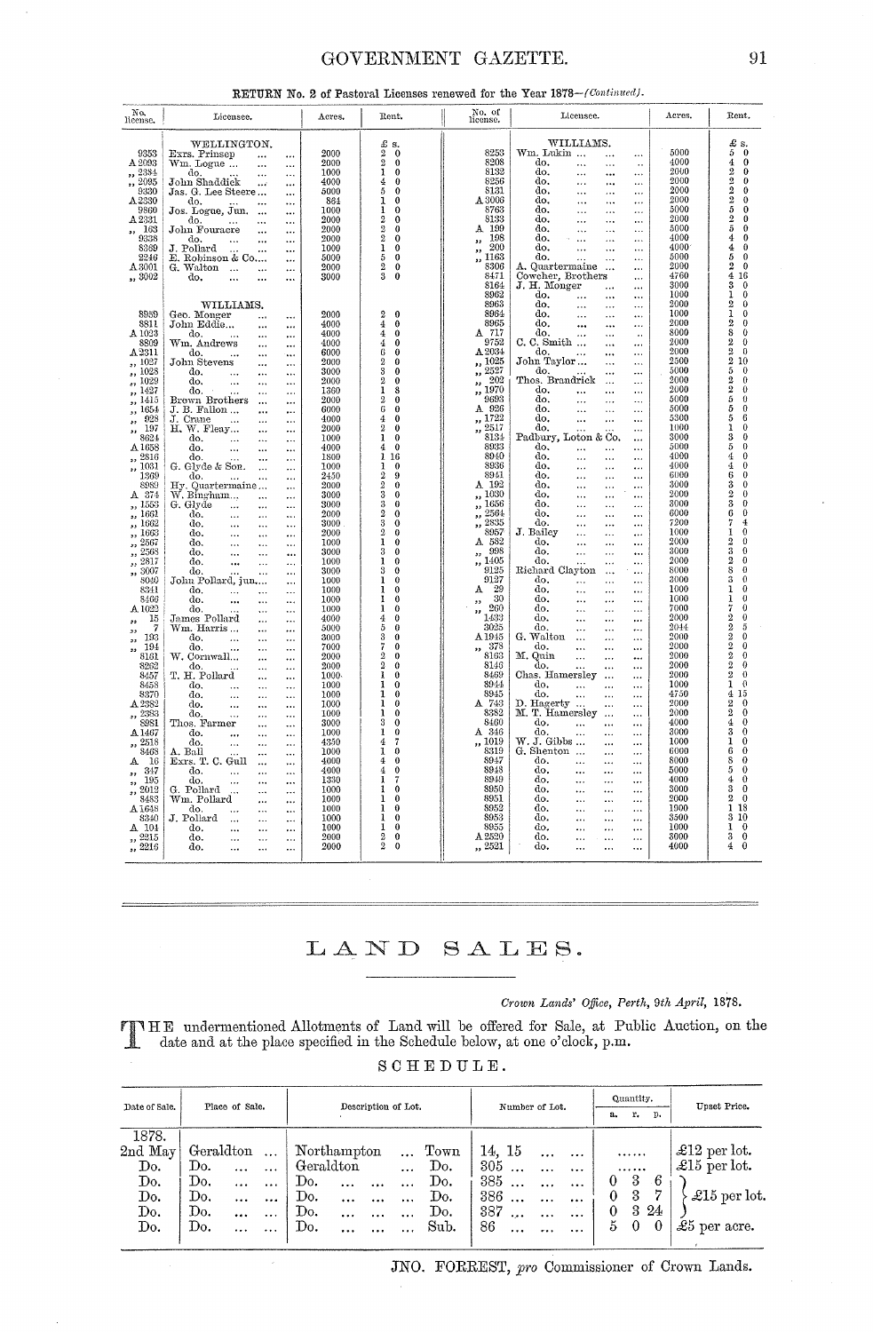**RETURN No. 2 of Pastoral Licenses renewed for the Year 1878—(Continued).**

| No. license. | Licensee. | Acres. | Rent. £ s. |
|---|---|---|---|
| | **WELLINGTON.** | | |
| 9353 | Exrs. Prinsep | 2000 | 2 0 |
| A 2093 | Wm. Logue | 2000 | 2 0 |
| ,, 2384 | do. | 1000 | 1 0 |
| ,, 2095 | John Shaddick | 4000 | 4 0 |
| 9330 | Jas. G. Lee Steere | 5000 | 5 0 |
| 9336 | do. | 864 | 1 0 |
| 9860 | Jos. Logue, Jun. | 1000 | 1 0 |
| A 2331 | do. | 2000 | 2 0 |
| ,, 163 | John Fouracre | 2000 | 2 0 |
| 9338 | do. | 2000 | 2 0 |
| 8389 | J. Pollard | 1000 | 1 0 |
| 2246 | E. Robinson & Co. | 5000 | 5 0 |
| A 3001 | G. Walton | 2000 | 2 0 |
| ,, 3002 | do. | 3000 | 3 0 |
| | **WILLIAMS.** | | |
| 8959 | Geo. Monger | 2000 | 2 0 |
| 8811 | John Eddie | 4000 | 4 0 |
| A 1023 | do. | 4000 | 4 0 |
| 8809 | Wm. Andrews | 4000 | 4 0 |
| A 2311 | do. | 6000 | 6 0 |
| ,, 1027 | John Stevens | 2000 | 2 0 |
| ,, 1028 | do. | 3000 | 3 0 |
| ,, 1029 | do. | 2000 | 2 0 |
| ,, 1427 | do. | 1360 | 1 8 |
| ,, 1415 | Brown Brothers | 2000 | 2 0 |
| ,, 1654 | J. B. Fallon | 6000 | 6 0 |
| ,, 928 | J. Crane | 4000 | 4 0 |
| ,, 197 | H. W. Fleay | 2000 | 2 0 |
| 8624 | do. | 1000 | 1 0 |
| A 1658 | do. | 4000 | 4 0 |
| ,, 2816 | do. | 1800 | 1 16 |
| ,, 1031 | G. Glyde & Son. | 1000 | 1 0 |
| 1369 | do. | 2450 | 2 9 |
| 8989 | Hy. Quartermaine | 2000 | 2 0 |
| A 374 | W. Bingham | 3000 | 3 0 |
| ,, 1553 | G. Glyde | 3000 | 3 0 |
| ,, 1661 | do. | 2000 | 2 0 |
| ,, 1662 | do. | 3000 | 3 0 |
| ,, 1663 | do. | 2000 | 2 0 |
| ,, 2567 | do. | 1000 | 1 0 |
| ,, 2568 | do. | 3000 | 3 0 |
| ,, 2817 | do. | 1000 | 1 0 |
| ,, 3007 | do. | 3000 | 3 0 |
| 8049 | John Pollard, jun. | 1000 | 1 0 |
| 8341 | do. | 1000 | 1 0 |
| 8466 | do. | 1000 | 1 0 |
| A 1022 | do. | 1000 | 1 0 |
| ,, 15 | James Pollard | 4000 | 4 0 |
| ,, 7 | Wm. Harris | 5000 | 5 0 |
| ,, 193 | do. | 3000 | 3 0 |
| ,, 194 | do. | 7000 | 7 0 |
| 8161 | W. Cornwall | 2000 | 2 0 |
| 8262 | do. | 2000 | 2 0 |
| 8457 | T. H. Pollard | 1000 | 1 0 |
| 8458 | do. | 1000 | 1 0 |
| 8370 | do. | 1000 | 1 0 |
| A 2382 | do. | 1000 | 1 0 |
| ,, 2383 | do. | 1000 | 1 0 |
| 8981 | Thos. Farmer | 3000 | 3 0 |
| A 1467 | do. | 1000 | 1 0 |
| ,, 2518 | do. | 4350 | 4 7 |
| 8468 | A. Ball | 1000 | 1 0 |
| A 16 | Exrs. T. C. Gull | 4000 | 4 0 |
| ,, 347 | do. | 4000 | 4 0 |
| ,, 195 | do. | 1330 | 1 7 |
| ,, 2012 | G. Pollard | 1000 | 1 0 |
| 8483 | Wm. Pollard | 1000 | 1 0 |
| A 1648 | do. | 1000 | 1 0 |
| 8340 | J. Pollard | 1000 | 1 0 |
| A 104 | do. | 1000 | 1 0 |
| ,, 2215 | do. | 2000 | 2 0 |
| ,, 2216 | do. | 2000 | 2 0 |
| | **WILLIAMS.** | | |
| 8253 | Wm. Lukin | 5000 | 5 0 |
| 8208 | do. | 4000 | 4 0 |
| 8132 | do. | 2000 | 2 0 |
| 8256 | do. | 2000 | 2 0 |
| 8131 | do. | 2000 | 2 0 |
| A 3006 | do. | 2000 | 2 0 |
| 8763 | do. | 5000 | 5 0 |
| 8133 | do. | 2000 | 2 0 |
| A 199 | do. | 5000 | 5 0 |
| ,, 198 | do. | 4000 | 4 0 |
| ,, 200 | do. | 4000 | 4 0 |
| ,, 1163 | do. | 5000 | 5 0 |
| 8306 | A. Quartermaine | 2000 | 2 0 |
| 8471 | Cowcher, Brothers | 4760 | 4 16 |
| 8164 | J. H. Monger | 3000 | 3 0 |
| 8962 | do. | 1000 | 1 0 |
| 8963 | do. | 2000 | 2 0 |
| 8964 | do. | 1000 | 1 0 |
| 8965 | do. | 2000 | 2 0 |
| A 717 | do. | 8000 | 8 0 |
| 9752 | C. C. Smith | 2000 | 2 0 |
| A 2034 | do. | 2000 | 2 0 |
| ,, 1025 | John Taylor | 2500 | 2 10 |
| ,, 2527 | do. | 5000 | 5 0 |
| ,, 202 | Thos. Brandrick | 2000 | 2 0 |
| ,, 1970 | do. | 2000 | 2 0 |
| 9693 | do. | 5000 | 5 0 |
| A 926 | do. | 5000 | 5 0 |
| ,, 1722 | do. | 5300 | 5 6 |
| ,, 2517 | do. | 1000 | 1 0 |
| 8134 | Padbury, Loton & Co. | 3000 | 3 0 |
| 8933 | do. | 5000 | 5 0 |
| 8940 | do. | 4000 | 4 0 |
| 8936 | do. | 4000 | 4 0 |
| 8941 | do. | 6000 | 6 0 |
| A 192 | do. | 3000 | 3 0 |
| ,, 1030 | do. | 2000 | 2 0 |
| ,, 1656 | do. | 3000 | 3 0 |
| ,, 2564 | do. | 6000 | 6 0 |
| ,, 2835 | do. | 7200 | 7 4 |
| 8957 | J. Bailey | 1000 | 1 0 |
| A 582 | do. | 2000 | 2 0 |
| ,, 998 | do. | 3000 | 3 0 |
| ,, 1405 | do. | 2000 | 2 0 |
| 9125 | Richard Clayton | 8000 | 8 0 |
| 9127 | do. | 3000 | 3 0 |
| A 29 | do. | 1000 | 1 0 |
| ,, 30 | do. | 1000 | 1 0 |
| ,, 260 | do. | 7000 | 7 0 |
| 1433 | do. | 2000 | 2 0 |
| 3025 | do. | 2044 | 2 5 |
| A 1945 | G. Walton | 2000 | 2 0 |
| ,, 378 | do. | 2000 | 2 0 |
| 8163 | M. Quin | 2000 | 2 0 |
| 8146 | do. | 2000 | 2 0 |
| 8469 | Chas. Hamersley | 2000 | 2 0 |
| 8944 | do. | 1000 | 1 0 |
| 8945 | do. | 4750 | 4 15 |
| A 743 | D. Hagerty | 2000 | 2 0 |
| 8382 | M. T. Hamersley | 2000 | 2 0 |
| 8460 | do. | 4000 | 4 0 |
| A 346 | do. | 3000 | 3 0 |
| ,, 1019 | W. J. Gibbs | 1000 | 1 0 |
| 8319 | G. Shenton | 6000 | 6 0 |
| 8947 | do. | 8000 | 8 0 |
| 8948 | do. | 5000 | 5 0 |
| 8949 | do. | 4000 | 4 0 |
| 8950 | do. | 3000 | 3 0 |
| 8951 | do. | 2000 | 2 0 |
| 8952 | do. | 1900 | 1 18 |
| 8953 | do. | 3500 | 3 10 |
| 8955 | do. | 1000 | 1 0 |
| A 2520 | do. | 3000 | 3 0 |
| ,, 2521 | do. | 4000 | 4 0 |

# LAND SALES.

*Crown Lands' Office, Perth, 9th April, 1878.*

THE undermentioned Allotments of Land will be offered for Sale, at Public Auction, on the date and at the place specified in the Schedule below, at one o'clock, p.m.

## SCHEDULE.

| Date of Sale. | Place of Sale. | Description of Lot. | | Number of Lot. | Quantity. a. | r. | p. | Upset Price. |
|---|---|---|---|---|---|---|---|---|
| 1878. | | | | | | | | |
| 2nd May | Geraldton | Northampton | Town | 14, 15 | ...... | | | £12 per lot. |
| Do. | Do. | Geraldton | Do. | 305 | ...... | | | £15 per lot. |
| Do. | Do. | Do. | Do. | 385 | 0 | 3 | 6 | £15 per lot. |
| Do. | Do. | Do. | Do. | 386 | 0 | 3 | 7 | £15 per lot. |
| Do. | Do. | Do. | Do. | 387 | 0 | 3 | 24 | £15 per lot. |
| Do. | Do. | Do. | Sub. | 86 | 5 | 0 | 0 | £5 per acre. |

JNO. FORREST, *pro* Commissioner of Crown Lands.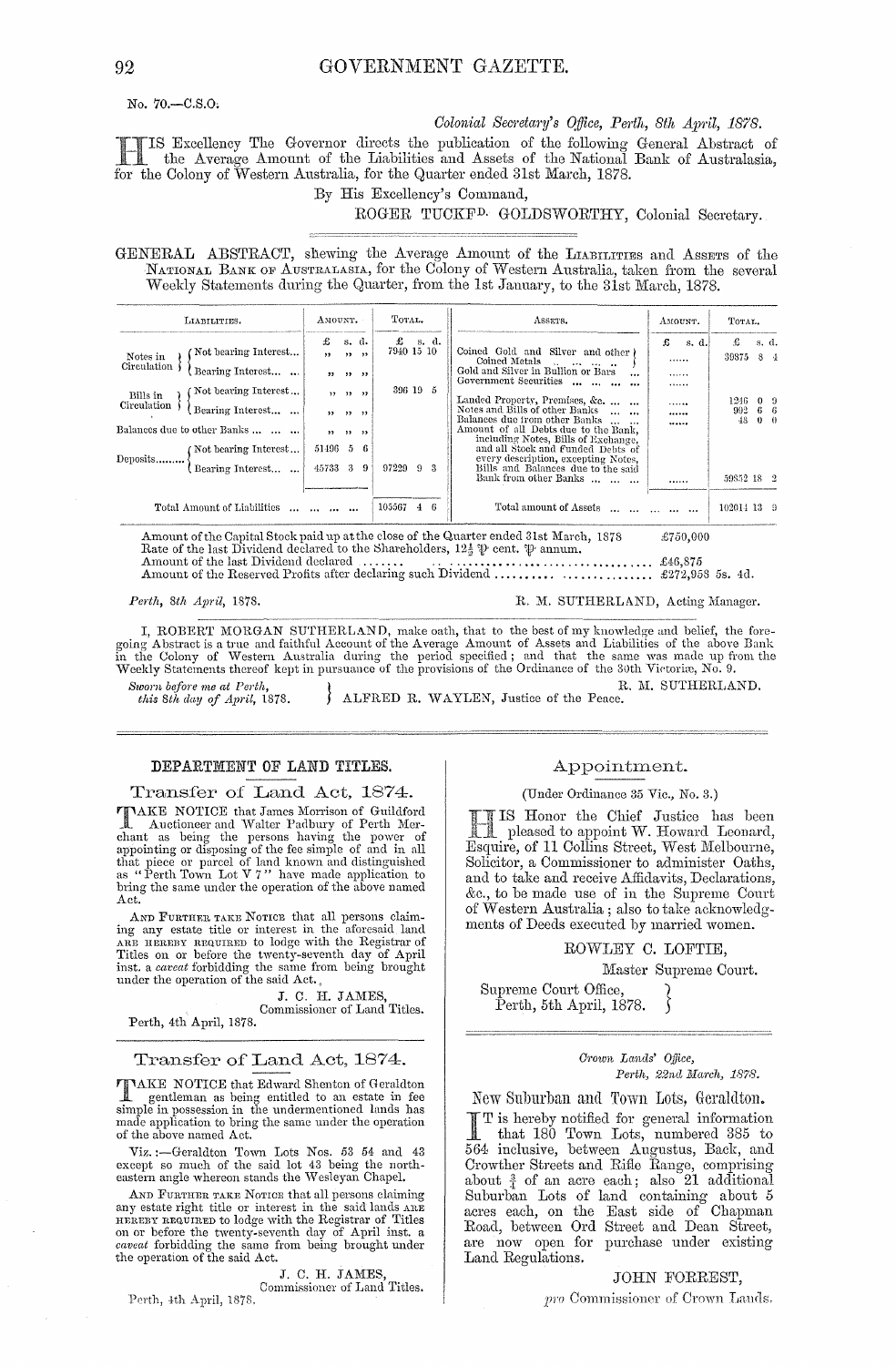No. 70.—C.S.O.

*Colonial Secretary's Office, Perth, 8th April, 1878.*

HIS Excellency The Governor directs the publication of the following General Abstract of the Average Amount of the Liabilities and Assets of the National Bank of Australasia, for the Colony of Western Australia, for the Quarter ended 31st March, 1878.

By His Excellency's Command,

ROGER TUCKF^D. GOLDSWORTHY, Colonial Secretary.

GENERAL ABSTRACT, shewing the Average Amount of the LIABILITIES and ASSETS of the NATIONAL BANK OF AUSTRALASIA, for the Colony of Western Australia, taken from the several Weekly Statements during the Quarter, from the 1st January, to the 31st March, 1878.

| LIABILITIES. | Amount. £ s. d. | Total. £ s. d. | ASSETS. | Amount. £ s. d. | Total. £ s. d. |
|---|---|---|---|---|---|
| Notes in Circulation — Not bearing Interest... | ,, ,, ,, | 7940 15 10 | Coined Gold and Silver and other Coined Metals | ...... | 39875 8 4 |
| Notes in Circulation — Bearing Interest... | ,, ,, ,, | | Gold and Silver in Bullion or Bars ... | ...... | |
| Bills in Circulation — Not bearing Interest... | ,, ,, ,, | 396 19 5 | Government Securities ... ... ... | ...... | |
| Bills in Circulation — Bearing Interest... | ,, ,, ,, | | Landed Property, Premises, &c. ... ... | ...... | 1246 0 9 |
| Balances due to other Banks ... ... ... | ,, ,, ,, | | Notes and Bills of other Banks ... ... | ...... | 992 6 6 |
| Deposits — Not bearing Interest... | 51496 5 6 | | Balances due from other Banks ... ... | ...... | 48 0 0 |
| Deposits — Bearing Interest... ... | 45733 3 9 | 97229 9 3 | Amount of all Debts due to the Bank, including Notes, Bills of Exchange, and all Stock and Funded Debts of every description, excepting Notes, Bills and Balances due to the said Bank from other Banks ... ... ... | ...... | 59852 18 2 |
| Total Amount of Liabilities ... ... ... ... | | 105567 4 6 | Total amount of Assets ... ... ... ... | | 102014 13 9 |

Amount of the Capital Stock paid up at the close of the Quarter ended 31st March, 1878 ... £750,000
Rate of the last Dividend declared to the Shareholders, 12½ ℔ cent. ℔ annum.
Amount of the last Dividend declared ....... £46,875
Amount of the Reserved Profits after declaring such Dividend .......... £272,958 5s. 4d.

*Perth, 8th April, 1878.* R. M. SUTHERLAND, Acting Manager.

I, ROBERT MORGAN SUTHERLAND, make oath, that to the best of my knowledge and belief, the foregoing Abstract is a true and faithful Account of the Average Amount of Assets and Liabilities of the above Bank in the Colony of Western Australia during the period specified; and that the same was made up from the Weekly Statements thereof kept in pursuance of the provisions of the Ordinance of the 30th Victoriæ, No. 9.

R. M. SUTHERLAND.

*Sworn before me at Perth, this 8th day of April, 1878.* ALFRED R. WAYLEN, Justice of the Peace.

---

## DEPARTMENT OF LAND TITLES.

### Transfer of Land Act, 1874.

TAKE NOTICE that James Morrison of Guildford Auctioneer and Walter Padbury of Perth Merchant as being the persons having the power of appointing or disposing of the fee simple of and in all that piece or parcel of land known and distinguished as "Perth Town Lot V 7" have made application to bring the same under the operation of the above named Act.

AND FURTHER TAKE NOTICE that all persons claiming any estate title or interest in the aforesaid land ARE HEREBY REQUIRED to lodge with the Registrar of Titles on or before the twenty-seventh day of April inst. a *caveat* forbidding the same from being brought under the operation of the said Act.

J. C. H. JAMES,
Commissioner of Land Titles.

Perth, 4th April, 1878.

### Transfer of Land Act, 1874.

TAKE NOTICE that Edward Shenton of Geraldton gentleman as being entitled to an estate in fee simple in possession in the undermentioned lands has made application to bring the same under the operation of the above named Act.

Viz.:—Geraldton Town Lots Nos. 53 54 and 43 except so much of the said lot 43 being the north-eastern angle whereon stands the Wesleyan Chapel.

AND FURTHER TAKE NOTICE that all persons claiming any estate right title or interest in the said lands ARE HEREBY REQUIRED to lodge with the Registrar of Titles on or before the twenty-seventh day of April inst. a *caveat* forbidding the same from being brought under the operation of the said Act.

J. C. H. JAMES,
Commissioner of Land Titles.

Perth, 4th April, 1878.

### Appointment.

(Under Ordinance 35 Vic., No. 3.)

HIS Honor the Chief Justice has been pleased to appoint W. Howard Leonard, Esquire, of 11 Collins Street, West Melbourne, Solicitor, a Commissioner to administer Oaths, and to take and receive Affidavits, Declarations, &c., to be made use of in the Supreme Court of Western Australia; also to take acknowledgments of Deeds executed by married women.

ROWLEY C. LOFTIE,
Master Supreme Court.

Supreme Court Office,
Perth, 5th April, 1878.

*Crown Lands' Office,*
*Perth, 22nd March, 1878.*

### New Suburban and Town Lots, Geraldton.

IT is hereby notified for general information that 180 Town Lots, numbered 385 to 564 inclusive, between Augustus, Back, and Crowther Streets and Rifle Range, comprising about ¼ of an acre each; also 21 additional Suburban Lots of land containing about 5 acres each, on the East side of Chapman Road, between Ord Street and Dean Street, are now open for purchase under existing Land Regulations.

JOHN FORREST,
*pro* Commissioner of Crown Lands.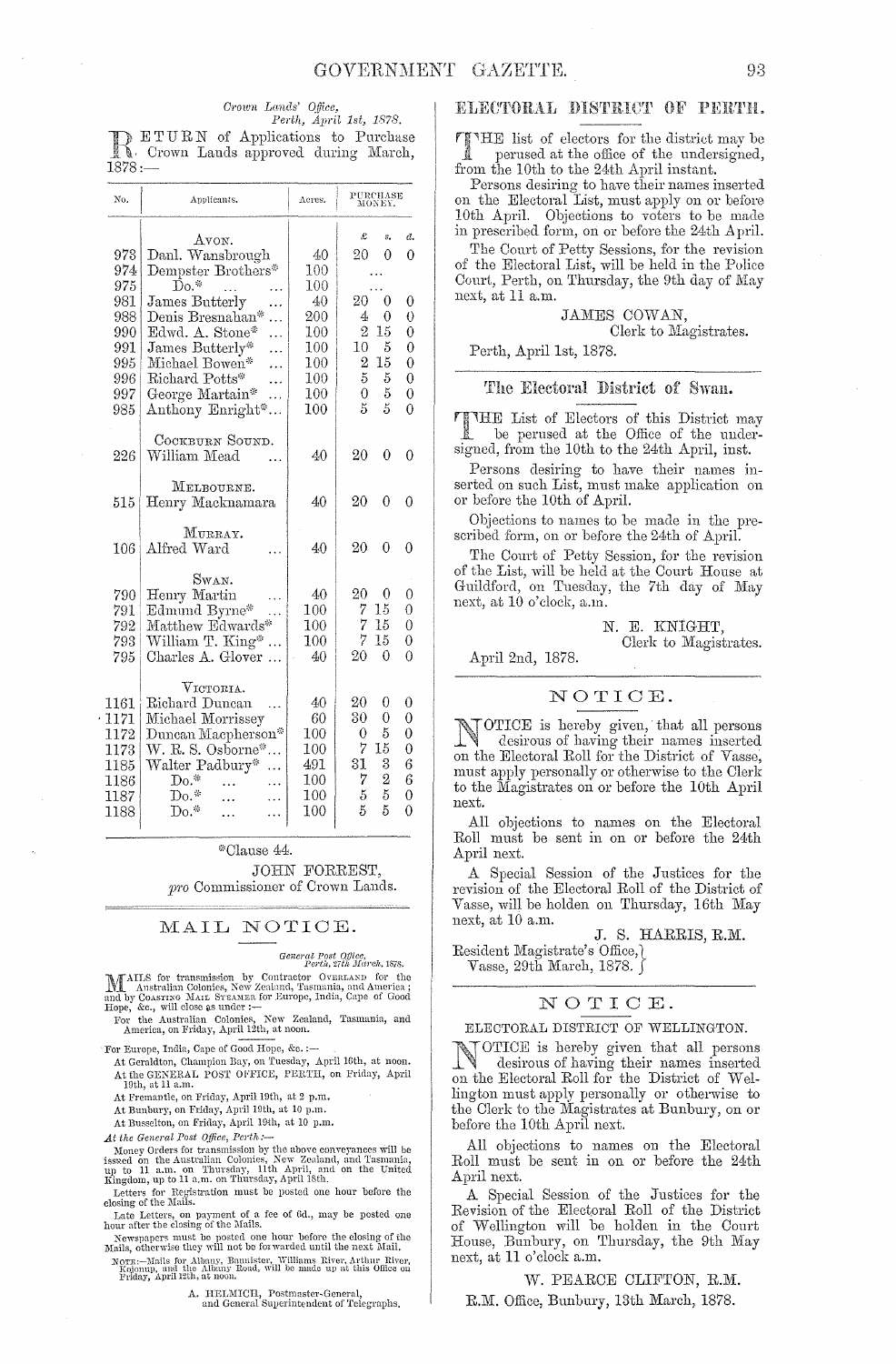*Crown Lands' Office,*
*Perth, April 1st, 1878.*

RETURN of Applications to Purchase Crown Lands approved during March, 1878:—

| No. | Applicants. | Acres. | Purchase Money. £ | s. | d. |
|---|---|---|---|---|---|
| | AVON. | | | | |
| 973 | Danl. Wansbrough | 40 | 20 | 0 | 0 |
| 974 | Dempster Brothers* | 100 | ... | | |
| 975 | Do.* ... ... | 100 | ... | | |
| 981 | James Butterly ... | 40 | 20 | 0 | 0 |
| 988 | Denis Bresnahan* ... | 200 | 4 | 0 | 0 |
| 990 | Edwd. A. Stone* ... | 100 | 2 | 15 | 0 |
| 991 | James Butterly* ... | 100 | 10 | 5 | 0 |
| 995 | Michael Bowen* ... | 100 | 2 | 15 | 0 |
| 996 | Richard Potts* ... | 100 | 5 | 5 | 0 |
| 997 | George Martain* ... | 100 | 0 | 5 | 0 |
| 985 | Anthony Enright*... | 100 | 5 | 5 | 0 |
| | COCKBURN SOUND. | | | | |
| 226 | William Mead ... | 40 | 20 | 0 | 0 |
| | MELBOURNE. | | | | |
| 515 | Henry Macknamara | 40 | 20 | 0 | 0 |
| | MURRAY. | | | | |
| 106 | Alfred Ward ... | 40 | 20 | 0 | 0 |
| | SWAN. | | | | |
| 790 | Henry Martin ... | 40 | 20 | 0 | 0 |
| 791 | Edmund Byrne* ... | 100 | 7 | 15 | 0 |
| 792 | Matthew Edwards* | 100 | 7 | 15 | 0 |
| 793 | William T. King* ... | 100 | 7 | 15 | 0 |
| 795 | Charles A. Glover ... | 40 | 20 | 0 | 0 |
| | VICTORIA. | | | | |
| 1161 | Richard Duncan ... | 40 | 20 | 0 | 0 |
| 1171 | Michael Morrissey | 60 | 30 | 0 | 0 |
| 1172 | Duncan Macpherson* | 100 | 0 | 5 | 0 |
| 1173 | W. R. S. Osborne*... | 100 | 7 | 15 | 0 |
| 1185 | Walter Padbury* ... | 491 | 31 | 3 | 6 |
| 1186 | Do.* ... ... | 100 | 7 | 2 | 6 |
| 1187 | Do.* ... ... | 100 | 5 | 5 | 0 |
| 1188 | Do.* ... ... | 100 | 5 | 5 | 0 |

*Clause 44.

JOHN FORREST,
*pro* Commissioner of Crown Lands.

---

## MAIL NOTICE.

*General Post Office,*
*Perth, 27th March, 1878.*

MAILS for transmission by Contractor OVERLAND for the Australian Colonies, New Zealand, Tasmania, and America; and by COASTING MAIL STEAMER for Europe, India, Cape of Good Hope, &c., will close as under:—

For the Australian Colonies, New Zealand, Tasmania, and America, on Friday, April 12th, at noon.

For Europe, India, Cape of Good Hope, &c.:—

At Geraldton, Champion Bay, on Tuesday, April 16th, at noon.
At the GENERAL POST OFFICE, PERTH, on Friday, April 19th, at 11 a.m.
At Fremantle, on Friday, April 19th, at 2 p.m.
At Bunbury, on Friday, April 19th, at 10 p.m.
At Busselton, on Friday, April 19th, at 10 p.m.

*At the General Post Office, Perth:—*

Money Orders for transmission by the above conveyances will be issued on the Australian Colonies, New Zealand, and Tasmania, up to 11 a.m. on Thursday, 11th April, and on the United Kingdom, up to 11 a.m. on Thursday, April 18th.

Letters for Registration must be posted one hour before the closing of the Mails.

Late Letters, on payment of a fee of 6d., may be posted one hour after the closing of the Mails.

Newspapers must be posted one hour before the closing of the Mails, otherwise they will not be forwarded until the next Mail.

NOTE:—Mails for Albany, Bannister, Williams River, Arthur River, Kojonup, and the Albany Road, will be made up at this Office on Friday, April 12th, at noon.

A. HELMICH, Postmaster-General,
and General Superintendent of Telegraphs.

---

## ELECTORAL DISTRICT OF PERTH.

THE list of electors for the district may be perused at the office of the undersigned, from the 10th to the 24th April instant.

Persons desiring to have their names inserted on the Electoral List, must apply on or before 10th April. Objections to voters to be made in prescribed form, on or before the 24th April.

The Court of Petty Sessions, for the revision of the Electoral List, will be held in the Police Court, Perth, on Thursday, the 9th day of May next, at 11 a.m.

JAMES COWAN,
Clerk to Magistrates.

Perth, April 1st, 1878.

---

## The Electoral District of Swan.

THE List of Electors of this District may be perused at the Office of the undersigned, from the 10th to the 24th April, inst.

Persons desiring to have their names inserted on such List, must make application on or before the 10th of April.

Objections to names to be made in the prescribed form, on or before the 24th of April.

The Court of Petty Session, for the revision of the List, will be held at the Court House at Guildford, on Tuesday, the 7th day of May next, at 10 o'clock, a.m.

N. E. KNIGHT,
Clerk to Magistrates.

April 2nd, 1878.

---

## NOTICE.

NOTICE is hereby given, that all persons desirous of having their names inserted on the Electoral Roll for the District of Vasse, must apply personally or otherwise to the Clerk to the Magistrates on or before the 10th April next.

All objections to names on the Electoral Roll must be sent in on or before the 24th April next.

A Special Session of the Justices for the revision of the Electoral Roll of the District of Vasse, will be holden on Thursday, 16th May next, at 10 a.m.

J. S. HARRIS, R.M.

Resident Magistrate's Office,
Vasse, 29th March, 1878.

---

## NOTICE.

ELECTORAL DISTRICT OF WELLINGTON.

NOTICE is hereby given that all persons desirous of having their names inserted on the Electoral Roll for the District of Wellington must apply personally or otherwise to the Clerk to the Magistrates at Bunbury, on or before the 10th April next.

All objections to names on the Electoral Roll must be sent in on or before the 24th April next.

A Special Session of the Justices for the Revision of the Electoral Roll of the District of Wellington will be holden in the Court House, Bunbury, on Thursday, the 9th May next, at 11 o'clock a.m.

W. PEARCE CLIFTON, R.M.

R.M. Office, Bunbury, 13th March, 1878.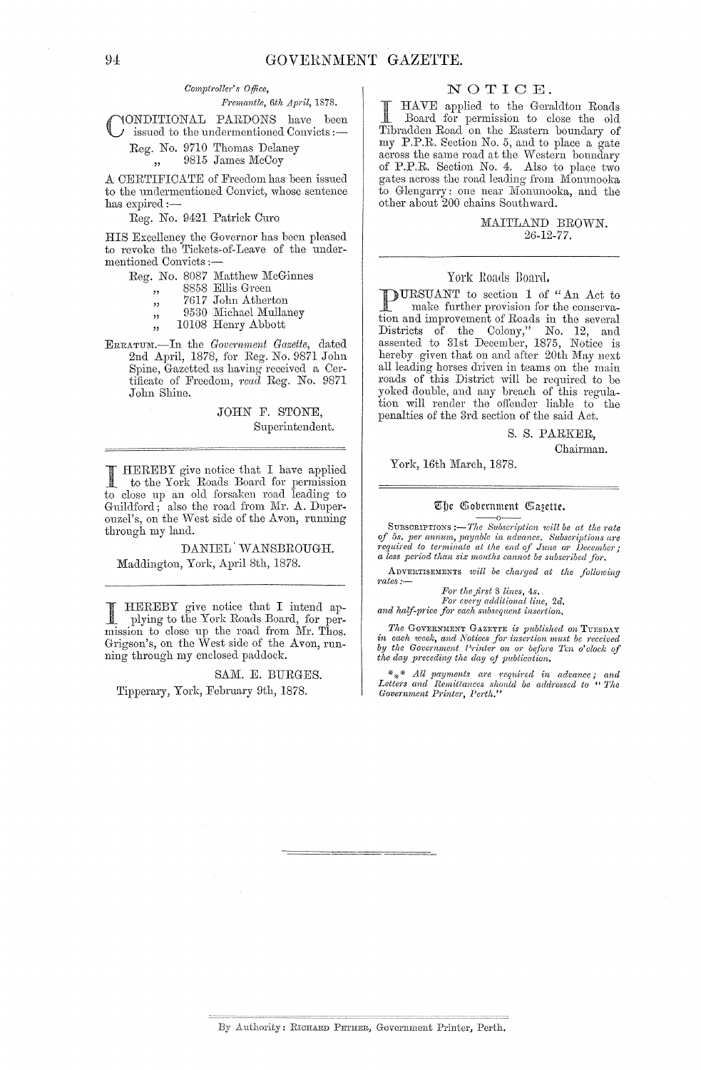*Comptroller's Office,*
*Fremantle, 6th April, 1878.*

CONDITIONAL PARDONS have been issued to the undermentioned Convicts:—

Reg. No. 9710 Thomas Delaney
" 9815 James McCoy

A CERTIFICATE of Freedom has been issued to the undermentioned Convict, whose sentence has expired:—

Reg. No. 9421 Patrick Curo

HIS Excellency the Governor has been pleased to revoke the Tickets-of-Leave of the undermentioned Convicts:—

Reg. No. 8087 Matthew McGinnes
" 8858 Ellis Green
" 7617 John Atherton
" 9530 Michael Mullaney
" 10108 Henry Abbott

ERRATUM.—In the *Government Gazette*, dated 2nd April, 1878, for Reg. No. 9871 John Spine, Gazetted as having received a Certificate of Freedom, *read* Reg. No. 9871 John Shine.

JOHN F. STONE,
Superintendent.

---

I HEREBY give notice that I have applied to the York Roads Board for permission to close up an old forsaken road leading to Guildford; also the road from Mr. A. Duperouzel's, on the West side of the Avon, running through my land.

DANIEL WANSBROUGH.

Maddington, York, April 8th, 1878.

---

I HEREBY give notice that I intend applying to the York Roads Board, for permission to close up the road from Mr. Thos. Grigson's, on the West side of the Avon, running through my enclosed paddock.

SAM. E. BURGES.

Tipperary, York, February 9th, 1878.

---

## NOTICE.

I HAVE applied to the Geraldton Roads Board for permission to close the old Tibradden Road on the Eastern boundary of my P.P.R. Section No. 5, and to place a gate across the same road at the Western boundary of P.P.R. Section No. 4. Also to place two gates across the road leading from Monunooka to Glengarry: one near Monunooka, and the other about 200 chains Southward.

MAITLAND BROWN.
26-12-77.

---

## York Roads Board.

PURSUANT to section 1 of "An Act to make further provision for the conservation and improvement of Roads in the several Districts of the Colony," No. 12, and assented to 31st December, 1875, Notice is hereby given that on and after 20th May next all leading horses driven in teams on the main roads of this District will be required to be yoked double, and any breach of this regulation will render the offender liable to the penalties of the 3rd section of the said Act.

S. S. PARKER,
Chairman.

York, 16th March, 1878.

---

## The Government Gazette.

SUBSCRIPTIONS:—*The Subscription will be at the rate of 5s. per annum, payable in advance. Subscriptions are required to terminate at the end of June or December; a less period than six months cannot be subscribed for.*

ADVERTISEMENTS *will be charged at the following rates:—*

*For the first 8 lines, 4s.*
*For every additional line, 2d.*
*and half-price for each subsequent insertion.*

*The* GOVERNMENT GAZETTE *is published on* TUESDAY *in each week, and Notices for insertion must be received by the Government Printer on or before Ten o'clock of the day preceding the day of publication.*

\*\*\* *All payments are required in advance; and Letters and Remittances should be addressed to "The Government Printer, Perth."*

---

By Authority: RICHARD PETHER, Government Printer, Perth.